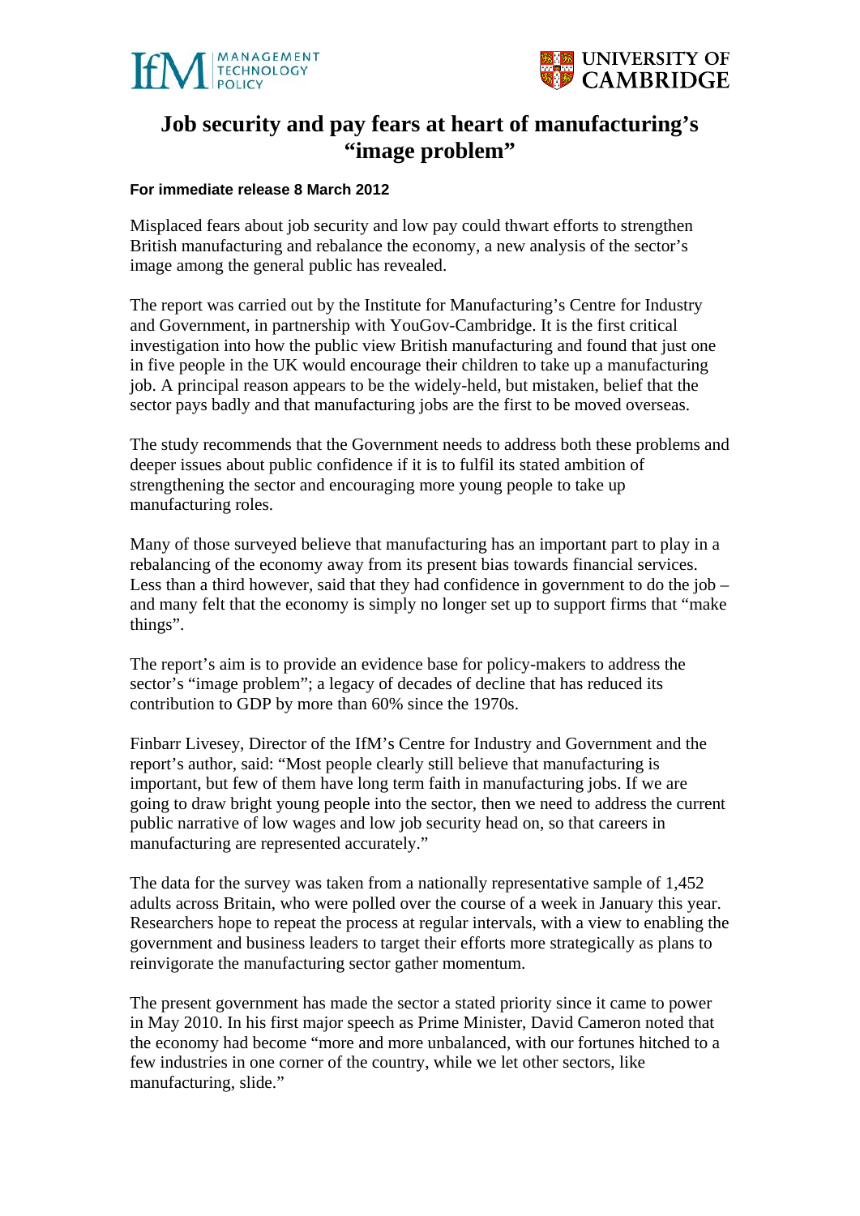# Job security and pay fears at heart of manufacturing's "image problem"

**For immediate release 8 March 2012**

Misplaced fears about job security and low pay could thwart efforts to strengthen British manufacturing and rebalance the economy, a new analysis of the sector's image among the general public has revealed.

The report was carried out by the Institute for Manufacturing's Centre for Industry and Government, in partnership with YouGov-Cambridge. It is the first critical investigation into how the public view British manufacturing and found that just one in five people in the UK would encourage their children to take up a manufacturing job. A principal reason appears to be the widely-held, but mistaken, belief that the sector pays badly and that manufacturing jobs are the first to be moved overseas.

The study recommends that the Government needs to address both these problems and deeper issues about public confidence if it is to fulfil its stated ambition of strengthening the sector and encouraging more young people to take up manufacturing roles.

Many of those surveyed believe that manufacturing has an important part to play in a rebalancing of the economy away from its present bias towards financial services. Less than a third however, said that they had confidence in government to do the job – and many felt that the economy is simply no longer set up to support firms that "make things".

The report's aim is to provide an evidence base for policy-makers to address the sector's "image problem"; a legacy of decades of decline that has reduced its contribution to GDP by more than 60% since the 1970s.

Finbarr Livesey, Director of the IfM's Centre for Industry and Government and the report's author, said: "Most people clearly still believe that manufacturing is important, but few of them have long term faith in manufacturing jobs. If we are going to draw bright young people into the sector, then we need to address the current public narrative of low wages and low job security head on, so that careers in manufacturing are represented accurately."

The data for the survey was taken from a nationally representative sample of 1,452 adults across Britain, who were polled over the course of a week in January this year. Researchers hope to repeat the process at regular intervals, with a view to enabling the government and business leaders to target their efforts more strategically as plans to reinvigorate the manufacturing sector gather momentum.

The present government has made the sector a stated priority since it came to power in May 2010. In his first major speech as Prime Minister, David Cameron noted that the economy had become "more and more unbalanced, with our fortunes hitched to a few industries in one corner of the country, while we let other sectors, like manufacturing, slide."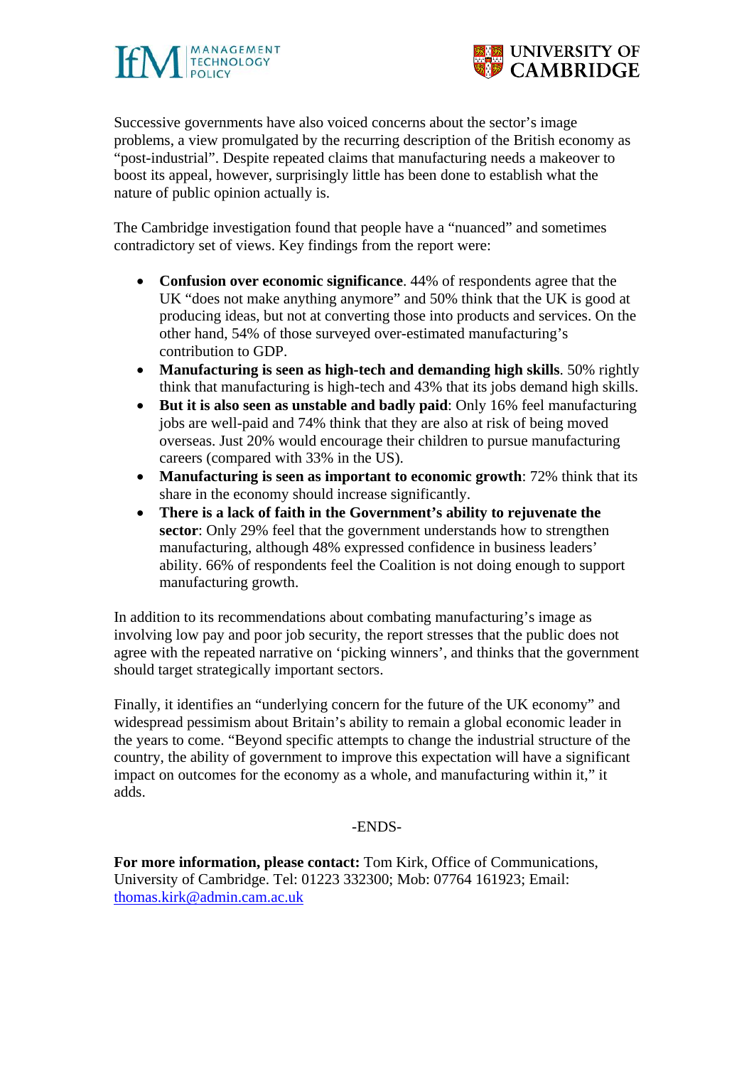Successive governments have also voiced concerns about the sector's image problems, a view promulgated by the recurring description of the British economy as "post-industrial". Despite repeated claims that manufacturing needs a makeover to boost its appeal, however, surprisingly little has been done to establish what the nature of public opinion actually is.

The Cambridge investigation found that people have a "nuanced" and sometimes contradictory set of views. Key findings from the report were:

- **Confusion over economic significance**. 44% of respondents agree that the UK "does not make anything anymore" and 50% think that the UK is good at producing ideas, but not at converting those into products and services. On the other hand, 54% of those surveyed over-estimated manufacturing's contribution to GDP.
- **Manufacturing is seen as high-tech and demanding high skills**. 50% rightly think that manufacturing is high-tech and 43% that its jobs demand high skills.
- **But it is also seen as unstable and badly paid**: Only 16% feel manufacturing jobs are well-paid and 74% think that they are also at risk of being moved overseas. Just 20% would encourage their children to pursue manufacturing careers (compared with 33% in the US).
- **Manufacturing is seen as important to economic growth**: 72% think that its share in the economy should increase significantly.
- **There is a lack of faith in the Government's ability to rejuvenate the sector**: Only 29% feel that the government understands how to strengthen manufacturing, although 48% expressed confidence in business leaders' ability. 66% of respondents feel the Coalition is not doing enough to support manufacturing growth.

In addition to its recommendations about combating manufacturing's image as involving low pay and poor job security, the report stresses that the public does not agree with the repeated narrative on 'picking winners', and thinks that the government should target strategically important sectors.

Finally, it identifies an "underlying concern for the future of the UK economy" and widespread pessimism about Britain's ability to remain a global economic leader in the years to come. "Beyond specific attempts to change the industrial structure of the country, the ability of government to improve this expectation will have a significant impact on outcomes for the economy as a whole, and manufacturing within it," it adds.

-ENDS-

**For more information, please contact:** Tom Kirk, Office of Communications, University of Cambridge. Tel: 01223 332300; Mob: 07764 161923; Email: thomas.kirk@admin.cam.ac.uk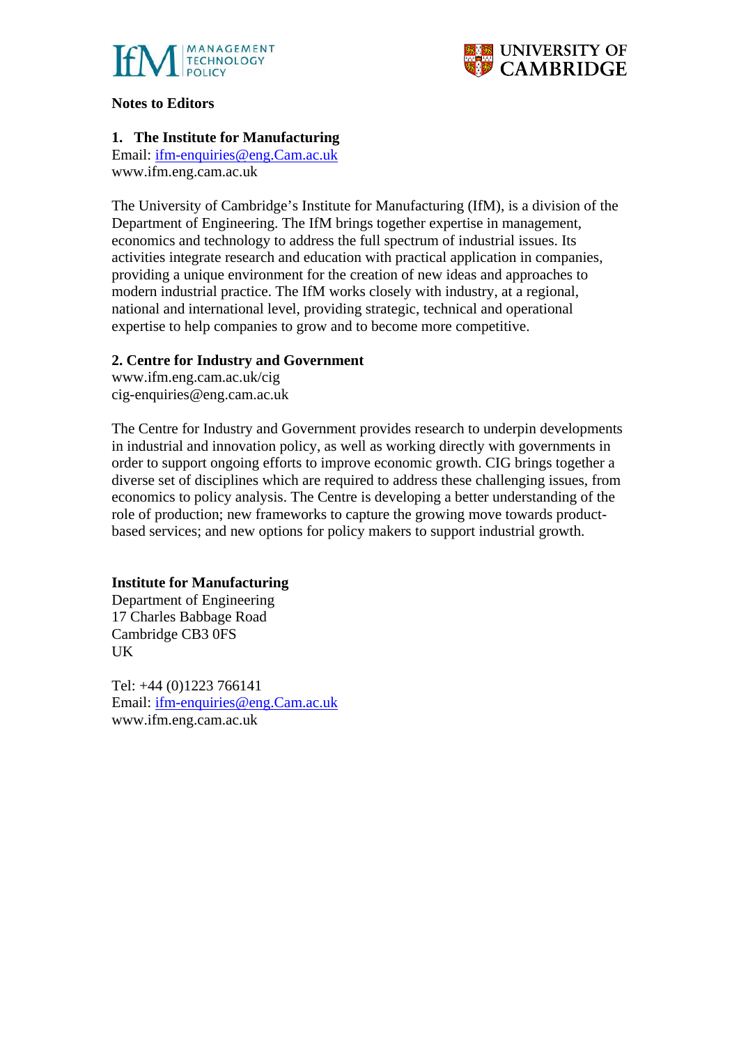**Notes to Editors**

**1. The Institute for Manufacturing**
Email: ifm-enquiries@eng.Cam.ac.uk
www.ifm.eng.cam.ac.uk

The University of Cambridge's Institute for Manufacturing (IfM), is a division of the Department of Engineering. The IfM brings together expertise in management, economics and technology to address the full spectrum of industrial issues. Its activities integrate research and education with practical application in companies, providing a unique environment for the creation of new ideas and approaches to modern industrial practice. The IfM works closely with industry, at a regional, national and international level, providing strategic, technical and operational expertise to help companies to grow and to become more competitive.

**2. Centre for Industry and Government**
www.ifm.eng.cam.ac.uk/cig
cig-enquiries@eng.cam.ac.uk

The Centre for Industry and Government provides research to underpin developments in industrial and innovation policy, as well as working directly with governments in order to support ongoing efforts to improve economic growth. CIG brings together a diverse set of disciplines which are required to address these challenging issues, from economics to policy analysis. The Centre is developing a better understanding of the role of production; new frameworks to capture the growing move towards product-based services; and new options for policy makers to support industrial growth.

**Institute for Manufacturing**
Department of Engineering
17 Charles Babbage Road
Cambridge CB3 0FS
UK

Tel: +44 (0)1223 766141
Email: ifm-enquiries@eng.Cam.ac.uk
www.ifm.eng.cam.ac.uk